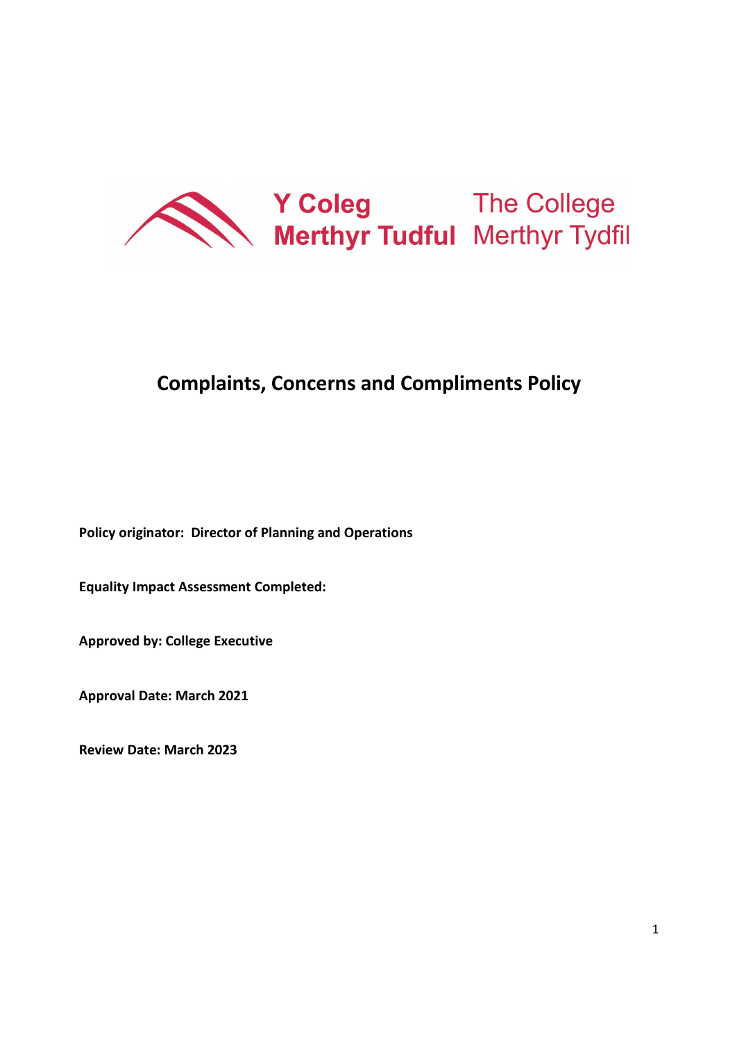Y Coleg Merthyr Tudful The College Merthyr Tydfil

# Complaints, Concerns and Compliments Policy

**Policy originator: Director of Planning and Operations**

**Equality Impact Assessment Completed:**

**Approved by: College Executive**

**Approval Date: March 2021**

**Review Date: March 2023**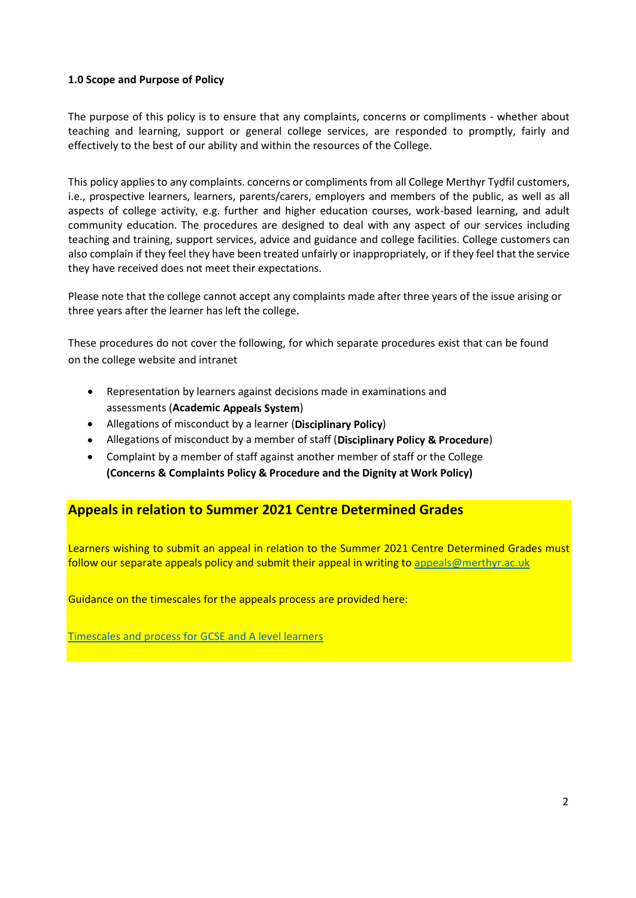**1.0 Scope and Purpose of Policy**

The purpose of this policy is to ensure that any complaints, concerns or compliments - whether about teaching and learning, support or general college services, are responded to promptly, fairly and effectively to the best of our ability and within the resources of the College.

This policy applies to any complaints. concerns or compliments from all College Merthyr Tydfil customers, i.e., prospective learners, learners, parents/carers, employers and members of the public, as well as all aspects of college activity, e.g. further and higher education courses, work-based learning, and adult community education. The procedures are designed to deal with any aspect of our services including teaching and training, support services, advice and guidance and college facilities. College customers can also complain if they feel they have been treated unfairly or inappropriately, or if they feel that the service they have received does not meet their expectations.

Please note that the college cannot accept any complaints made after three years of the issue arising or three years after the learner has left the college.

These procedures do not cover the following, for which separate procedures exist that can be found on the college website and intranet

- Representation by learners against decisions made in examinations and assessments (**Academic Appeals System**)
- Allegations of misconduct by a learner (**Disciplinary Policy**)
- Allegations of misconduct by a member of staff (**Disciplinary Policy & Procedure**)
- Complaint by a member of staff against another member of staff or the College **(Concerns & Complaints Policy & Procedure and the Dignity at Work Policy)**

## Appeals in relation to Summer 2021 Centre Determined Grades

Learners wishing to submit an appeal in relation to the Summer 2021 Centre Determined Grades must follow our separate appeals policy and submit their appeal in writing to appeals@merthyr.ac.uk

Guidance on the timescales for the appeals process are provided here:

Timescales and process for GCSE and A level learners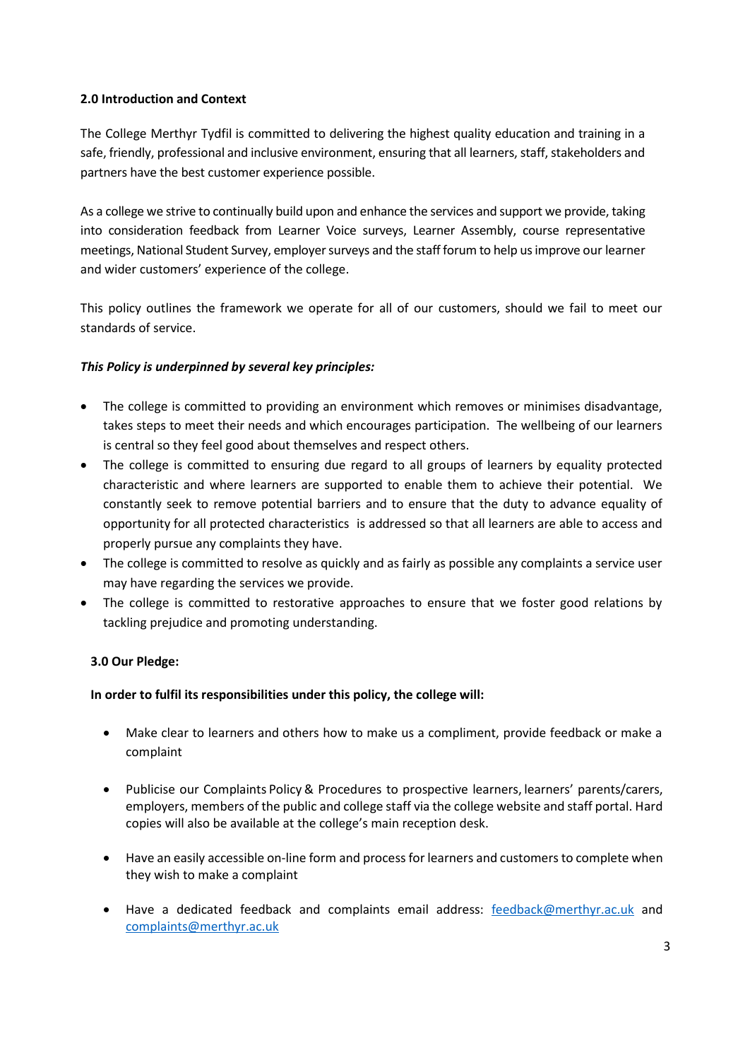## 2.0 Introduction and Context

The College Merthyr Tydfil is committed to delivering the highest quality education and training in a safe, friendly, professional and inclusive environment, ensuring that all learners, staff, stakeholders and partners have the best customer experience possible.

As a college we strive to continually build upon and enhance the services and support we provide, taking into consideration feedback from Learner Voice surveys, Learner Assembly, course representative meetings, National Student Survey, employer surveys and the staff forum to help us improve our learner and wider customers' experience of the college.

This policy outlines the framework we operate for all of our customers, should we fail to meet our standards of service.

***This Policy is underpinned by several key principles:***

- The college is committed to providing an environment which removes or minimises disadvantage, takes steps to meet their needs and which encourages participation. The wellbeing of our learners is central so they feel good about themselves and respect others.
- The college is committed to ensuring due regard to all groups of learners by equality protected characteristic and where learners are supported to enable them to achieve their potential. We constantly seek to remove potential barriers and to ensure that the duty to advance equality of opportunity for all protected characteristics is addressed so that all learners are able to access and properly pursue any complaints they have.
- The college is committed to resolve as quickly and as fairly as possible any complaints a service user may have regarding the services we provide.
- The college is committed to restorative approaches to ensure that we foster good relations by tackling prejudice and promoting understanding.

## 3.0 Our Pledge:

**In order to fulfil its responsibilities under this policy, the college will:**

- Make clear to learners and others how to make us a compliment, provide feedback or make a complaint
- Publicise our Complaints Policy & Procedures to prospective learners, learners' parents/carers, employers, members of the public and college staff via the college website and staff portal. Hard copies will also be available at the college's main reception desk.
- Have an easily accessible on-line form and process for learners and customers to complete when they wish to make a complaint
- Have a dedicated feedback and complaints email address: feedback@merthyr.ac.uk and complaints@merthyr.ac.uk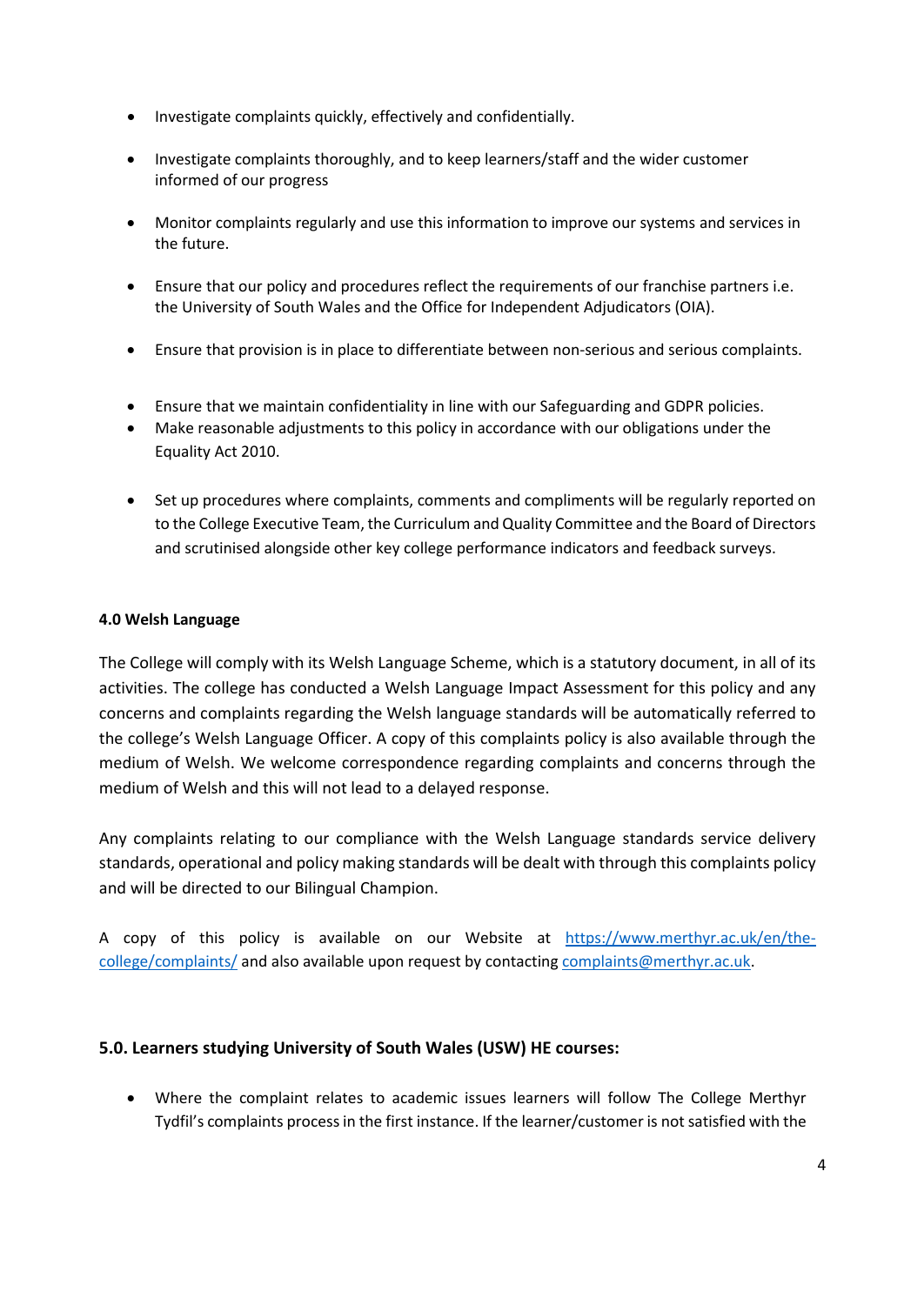- Investigate complaints quickly, effectively and confidentially.
- Investigate complaints thoroughly, and to keep learners/staff and the wider customer informed of our progress
- Monitor complaints regularly and use this information to improve our systems and services in the future.
- Ensure that our policy and procedures reflect the requirements of our franchise partners i.e. the University of South Wales and the Office for Independent Adjudicators (OIA).
- Ensure that provision is in place to differentiate between non-serious and serious complaints.
- Ensure that we maintain confidentiality in line with our Safeguarding and GDPR policies.
- Make reasonable adjustments to this policy in accordance with our obligations under the Equality Act 2010.
- Set up procedures where complaints, comments and compliments will be regularly reported on to the College Executive Team, the Curriculum and Quality Committee and the Board of Directors and scrutinised alongside other key college performance indicators and feedback surveys.

**4.0 Welsh Language**

The College will comply with its Welsh Language Scheme, which is a statutory document, in all of its activities. The college has conducted a Welsh Language Impact Assessment for this policy and any concerns and complaints regarding the Welsh language standards will be automatically referred to the college's Welsh Language Officer. A copy of this complaints policy is also available through the medium of Welsh. We welcome correspondence regarding complaints and concerns through the medium of Welsh and this will not lead to a delayed response.

Any complaints relating to our compliance with the Welsh Language standards service delivery standards, operational and policy making standards will be dealt with through this complaints policy and will be directed to our Bilingual Champion.

A copy of this policy is available on our Website at [https://www.merthyr.ac.uk/en/the-college/complaints/](https://www.merthyr.ac.uk/en/the-college/complaints/) and also available upon request by contacting [complaints@merthyr.ac.uk](mailto:complaints@merthyr.ac.uk).

### 5.0. Learners studying University of South Wales (USW) HE courses:

- Where the complaint relates to academic issues learners will follow The College Merthyr Tydfil's complaints process in the first instance. If the learner/customer is not satisfied with the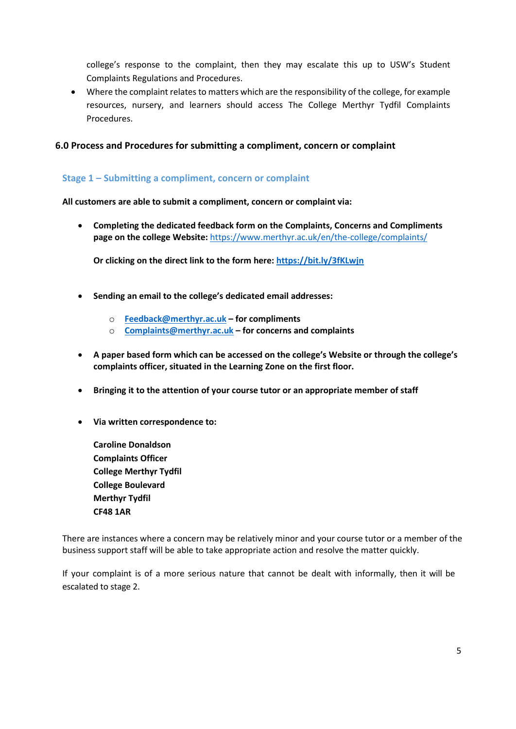college's response to the complaint, then they may escalate this up to USW's Student Complaints Regulations and Procedures.

- Where the complaint relates to matters which are the responsibility of the college, for example resources, nursery, and learners should access The College Merthyr Tydfil Complaints Procedures.

## 6.0 Process and Procedures for submitting a compliment, concern or complaint

### Stage 1 – Submitting a compliment, concern or complaint

**All customers are able to submit a compliment, concern or complaint via:**

- **Completing the dedicated feedback form on the Complaints, Concerns and Compliments page on the college Website:** https://www.merthyr.ac.uk/en/the-college/complaints/

  **Or clicking on the direct link to the form here: https://bit.ly/3fKLwjn**

- **Sending an email to the college's dedicated email addresses:**
  - **Feedback@merthyr.ac.uk – for compliments**
  - **Complaints@merthyr.ac.uk – for concerns and complaints**

- **A paper based form which can be accessed on the college's Website or through the college's complaints officer, situated in the Learning Zone on the first floor.**

- **Bringing it to the attention of your course tutor or an appropriate member of staff**

- **Via written correspondence to:**

  **Caroline Donaldson**
  **Complaints Officer**
  **College Merthyr Tydfil**
  **College Boulevard**
  **Merthyr Tydfil**
  **CF48 1AR**

There are instances where a concern may be relatively minor and your course tutor or a member of the business support staff will be able to take appropriate action and resolve the matter quickly.

If your complaint is of a more serious nature that cannot be dealt with informally, then it will be escalated to stage 2.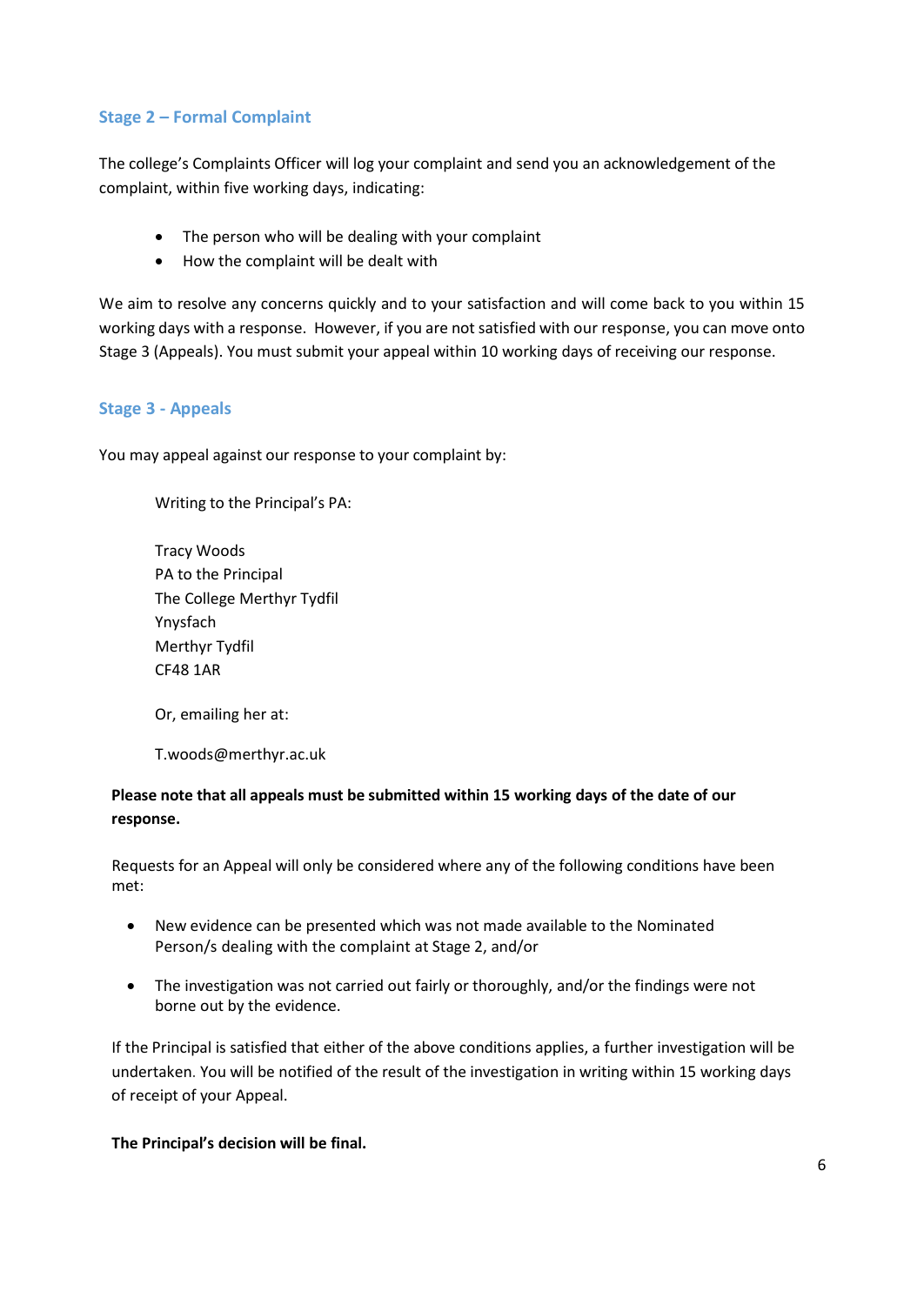## Stage 2 – Formal Complaint

The college's Complaints Officer will log your complaint and send you an acknowledgement of the complaint, within five working days, indicating:

- The person who will be dealing with your complaint
- How the complaint will be dealt with

We aim to resolve any concerns quickly and to your satisfaction and will come back to you within 15 working days with a response. However, if you are not satisfied with our response, you can move onto Stage 3 (Appeals). You must submit your appeal within 10 working days of receiving our response.

## Stage 3 - Appeals

You may appeal against our response to your complaint by:

Writing to the Principal's PA:

Tracy Woods
PA to the Principal
The College Merthyr Tydfil
Ynysfach
Merthyr Tydfil
CF48 1AR

Or, emailing her at:

T.woods@merthyr.ac.uk

**Please note that all appeals must be submitted within 15 working days of the date of our response.**

Requests for an Appeal will only be considered where any of the following conditions have been met:

- New evidence can be presented which was not made available to the Nominated Person/s dealing with the complaint at Stage 2, and/or
- The investigation was not carried out fairly or thoroughly, and/or the findings were not borne out by the evidence.

If the Principal is satisfied that either of the above conditions applies, a further investigation will be undertaken. You will be notified of the result of the investigation in writing within 15 working days of receipt of your Appeal.

**The Principal's decision will be final.**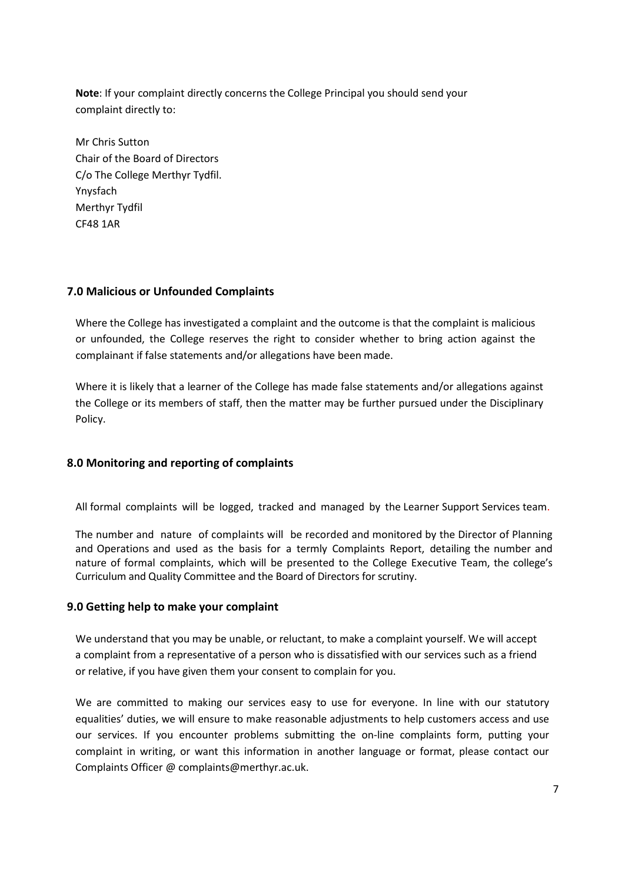**Note**: If your complaint directly concerns the College Principal you should send your complaint directly to:

Mr Chris Sutton
Chair of the Board of Directors
C/o The College Merthyr Tydfil.
Ynysfach
Merthyr Tydfil
CF48 1AR

## 7.0 Malicious or Unfounded Complaints

Where the College has investigated a complaint and the outcome is that the complaint is malicious or unfounded, the College reserves the right to consider whether to bring action against the complainant if false statements and/or allegations have been made.

Where it is likely that a learner of the College has made false statements and/or allegations against the College or its members of staff, then the matter may be further pursued under the Disciplinary Policy.

## 8.0 Monitoring and reporting of complaints

All formal complaints will be logged, tracked and managed by the Learner Support Services team.

The number and nature of complaints will be recorded and monitored by the Director of Planning and Operations and used as the basis for a termly Complaints Report, detailing the number and nature of formal complaints, which will be presented to the College Executive Team, the college's Curriculum and Quality Committee and the Board of Directors for scrutiny.

## 9.0 Getting help to make your complaint

We understand that you may be unable, or reluctant, to make a complaint yourself. We will accept a complaint from a representative of a person who is dissatisfied with our services such as a friend or relative, if you have given them your consent to complain for you.

We are committed to making our services easy to use for everyone. In line with our statutory equalities' duties, we will ensure to make reasonable adjustments to help customers access and use our services. If you encounter problems submitting the on-line complaints form, putting your complaint in writing, or want this information in another language or format, please contact our Complaints Officer @ complaints@merthyr.ac.uk.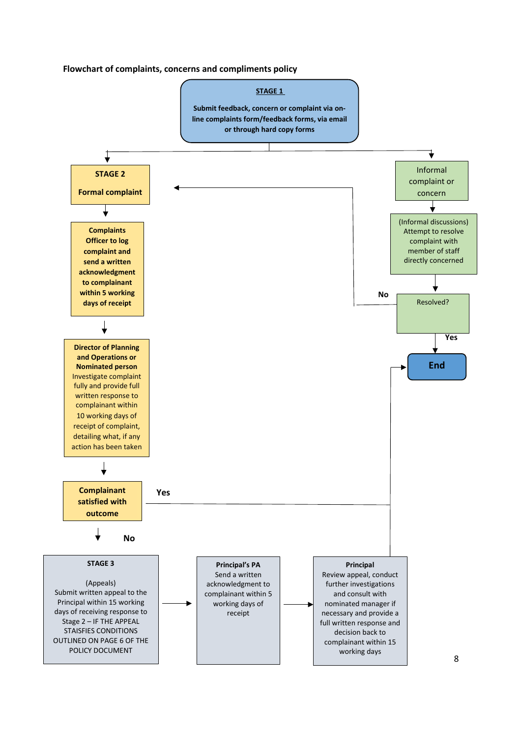**Flowchart of complaints, concerns and compliments policy**

**STAGE 1**

**Submit feedback, concern or complaint via on-line complaints form/feedback forms, via email or through hard copy forms**

**STAGE 2**

**Formal complaint**

**Complaints Officer to log complaint and send a written acknowledgment to complainant within 5 working days of receipt**

**Director of Planning and Operations or Nominated person**
Investigate complaint fully and provide full written response to complainant within 10 working days of receipt of complaint, detailing what, if any action has been taken

**Complainant satisfied with outcome**

**Yes** → End

**No**

**STAGE 3**

(Appeals)
Submit written appeal to the Principal within 15 working days of receiving response to Stage 2 – IF THE APPEAL STAISFIES CONDITIONS OUTLINED ON PAGE 6 OF THE POLICY DOCUMENT

→ **Principal's PA**
Send a written acknowledgment to complainant within 5 working days of receipt

→ **Principal**
Review appeal, conduct further investigations and consult with nominated manager if necessary and provide a full written response and decision back to complainant within 15 working days

→ **End**

Informal complaint or concern

(Informal discussions) Attempt to resolve complaint with member of staff directly concerned

Resolved?

**Yes** → **End**

**No** → **STAGE 2 Formal complaint**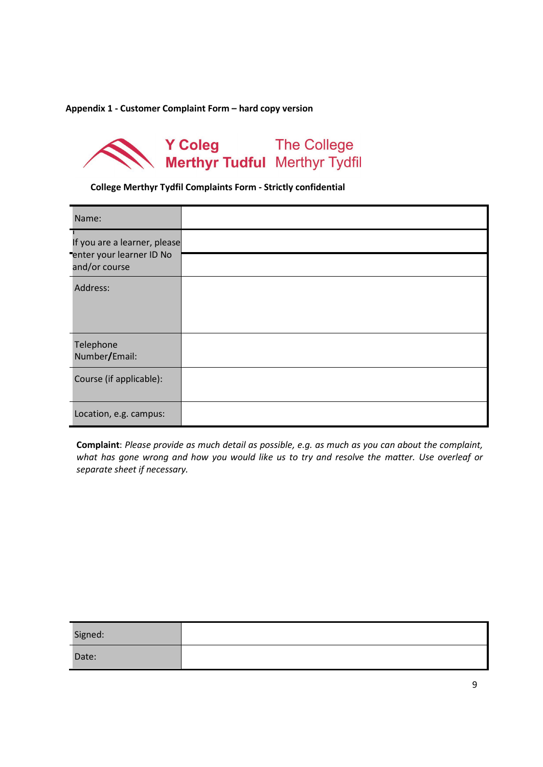**Appendix 1 - Customer Complaint Form – hard copy version**

Y Coleg Merthyr Tudful The College Merthyr Tydfil

**College Merthyr Tydfil Complaints Form - Strictly confidential**

| Name: | |
|---|---|
| If you are a learner, please enter your learner ID No and/or course | |
| | |
| Address: | |
| Telephone Number/Email: | |
| Course (if applicable): | |
| Location, e.g. campus: | |

**Complaint**: *Please provide as much detail as possible, e.g. as much as you can about the complaint, what has gone wrong and how you would like us to try and resolve the matter. Use overleaf or separate sheet if necessary.*

| Signed: | |
|---|---|
| Date: | |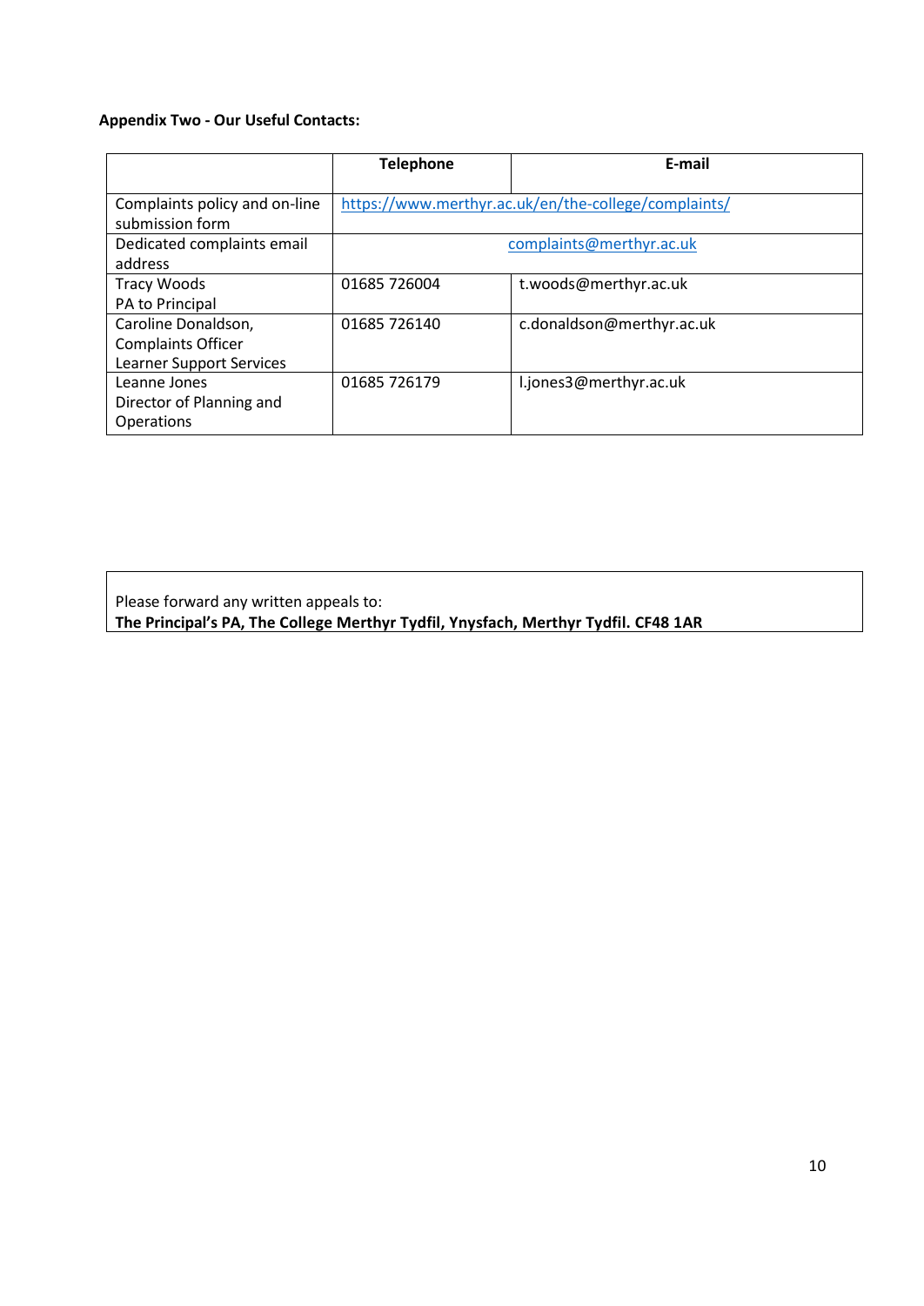**Appendix Two - Our Useful Contacts:**

| | Telephone | E-mail |
|---|---|---|
| Complaints policy and on-line submission form | https://www.merthyr.ac.uk/en/the-college/complaints/ | |
| Dedicated complaints email address | complaints@merthyr.ac.uk | |
| Tracy Woods<br>PA to Principal | 01685 726004 | t.woods@merthyr.ac.uk |
| Caroline Donaldson,<br>Complaints Officer<br>Learner Support Services | 01685 726140 | c.donaldson@merthyr.ac.uk |
| Leanne Jones<br>Director of Planning and Operations | 01685 726179 | l.jones3@merthyr.ac.uk |

Please forward any written appeals to:
**The Principal's PA, The College Merthyr Tydfil, Ynysfach, Merthyr Tydfil. CF48 1AR**